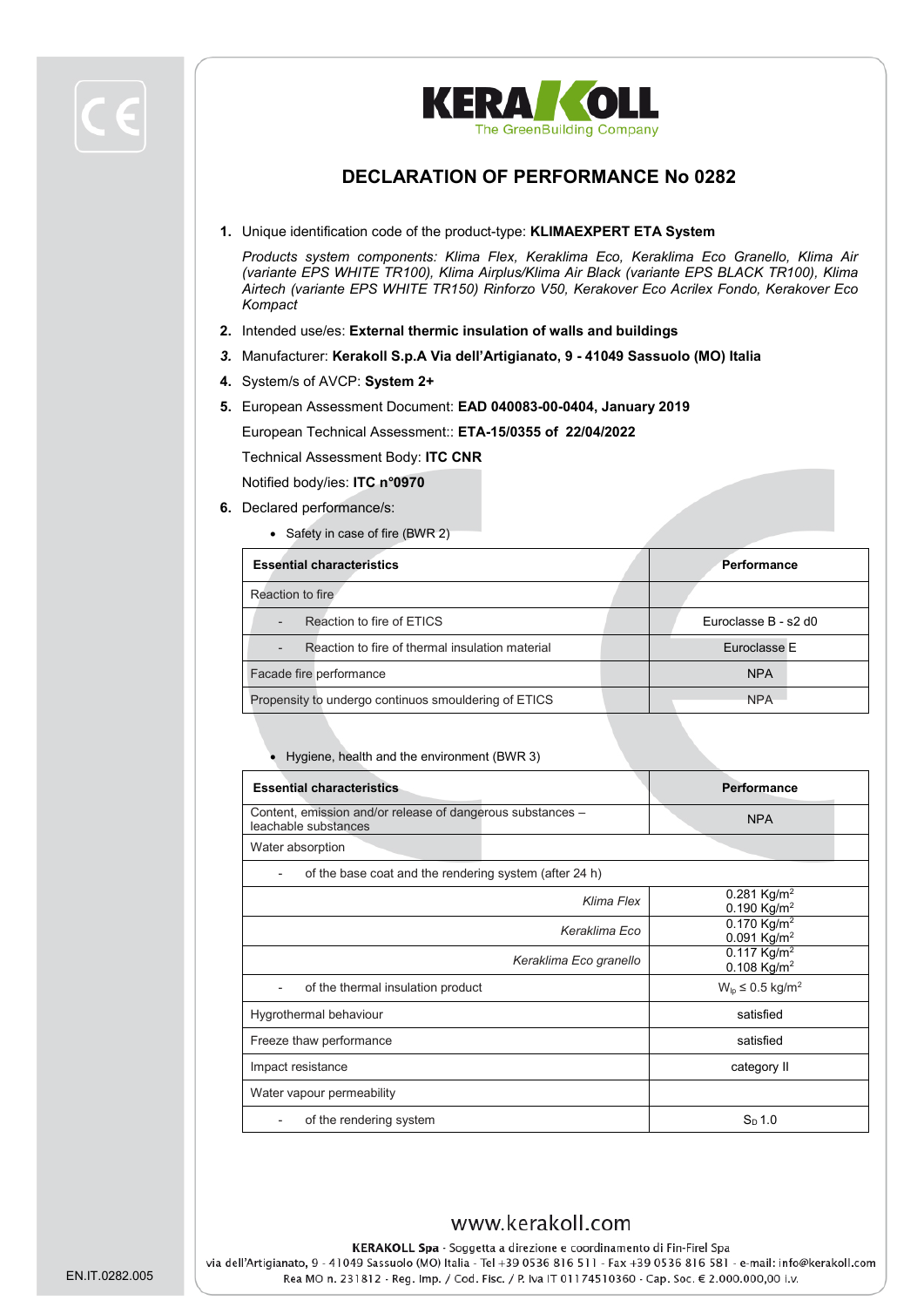# DECLARATION OF PERFORMANCE No 0282

1. Unique identification code of the product-type: **KLIMAEXPERT ETA System**

   *Products system components: Klima Flex, Keraklima Eco, Keraklima Eco Granello, Klima Air (variante EPS WHITE TR100), Klima Airplus/Klima Air Black (variante EPS BLACK TR100), Klima Airtech (variante EPS WHITE TR150) Rinforzo V50, Kerakover Eco Acrilex Fondo, Kerakover Eco Kompact*

2. Intended use/es: **External thermic insulation of walls and buildings**
3. Manufacturer: **Kerakoll S.p.A Via dell'Artigianato, 9 - 41049 Sassuolo (MO) Italia**
4. System/s of AVCP: **System 2+**
5. European Assessment Document: **EAD 040083-00-0404, January 2019**

   European Technical Assessment:: **ETA-15/0355 of 22/04/2022**

   Technical Assessment Body: **ITC CNR**

   Notified body/ies: **ITC n°0970**

6. Declared performance/s:

   - Safety in case of fire (BWR 2)

| **Essential characteristics** | **Performance** |
|---|---|
| Reaction to fire | |
| - Reaction to fire of ETICS | Euroclasse B - s2 d0 |
| - Reaction to fire of thermal insulation material | Euroclasse E |
| Facade fire performance | NPA |
| Propensity to undergo continuos smouldering of ETICS | NPA |

   - Hygiene, health and the environment (BWR 3)

| **Essential characteristics** | **Performance** |
|---|---|
| Content, emission and/or release of dangerous substances – leachable substances | NPA |
| Water absorption | |
| - of the base coat and the rendering system (after 24 h) | |
| *Klima Flex* | 0.281 Kg/m$^2$<br>0.190 Kg/m$^2$ |
| *Keraklima Eco* | 0.170 Kg/m$^2$<br>0.091 Kg/m$^2$ |
| *Keraklima Eco granello* | 0.117 Kg/m$^2$<br>0.108 Kg/m$^2$ |
| - of the thermal insulation product | $W_{lp} \leq 0.5$ kg/m$^2$ |
| Hygrothermal behaviour | satisfied |
| Freeze thaw performance | satisfied |
| Impact resistance | category II |
| Water vapour permeability | |
| - of the rendering system | $S_D$ 1.0 |

www.kerakoll.com

**KERAKOLL Spa** - Soggetta a direzione e coordinamento di Fin-Firel Spa
via dell'Artigianato, 9 - 41049 Sassuolo (MO) Italia - Tel +39 0536 816 511 - Fax +39 0536 816 581 - e-mail: info@kerakoll.com
Rea MO n. 231812 - Reg. Imp. / Cod. Fisc. / P. Iva IT 01174510360 - Cap. Soc. € 2.000.000,00 i.v.

EN.IT.0282.005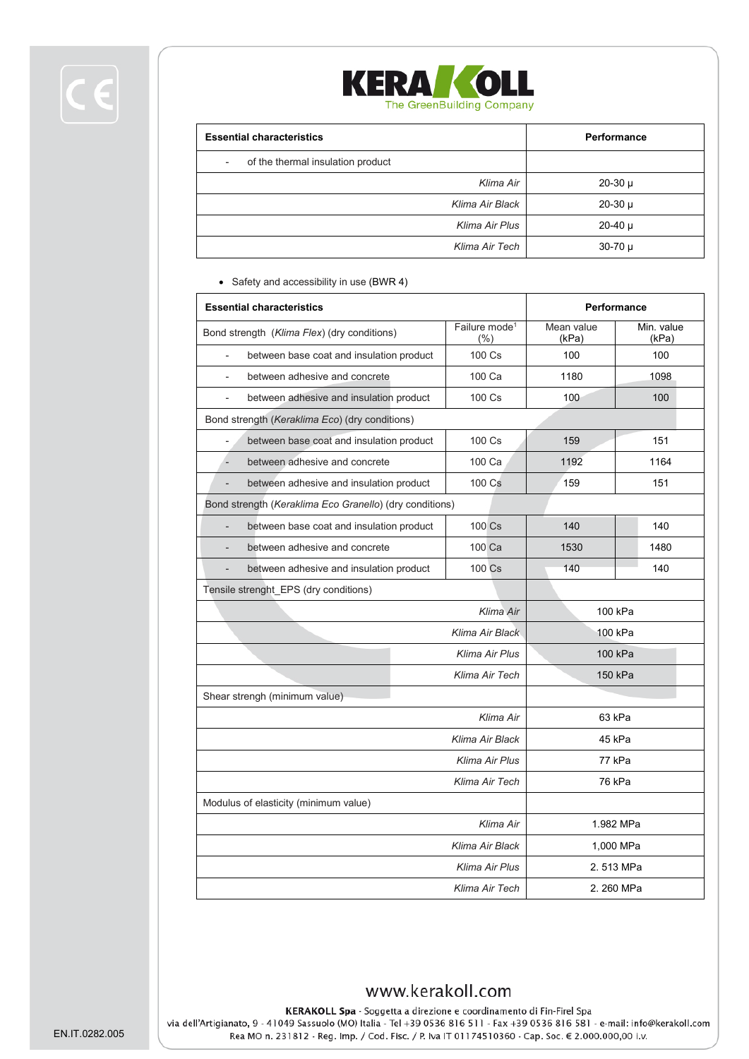| Essential characteristics | Performance |
|---|---|
| - of the thermal insulation product | |
| *Klima Air* | 20-30 μ |
| *Klima Air Black* | 20-30 μ |
| *Klima Air Plus* | 20-40 μ |
| *Klima Air Tech* | 30-70 μ |

- Safety and accessibility in use (BWR 4)

| Essential characteristics | | Performance | |
|---|---|---|---|
| Bond strength (*Klima Flex*) (dry conditions) | Failure mode[1] (%) | Mean value (kPa) | Min. value (kPa) |
| - between base coat and insulation product | 100 Cs | 100 | 100 |
| - between adhesive and concrete | 100 Ca | 1180 | 1098 |
| - between adhesive and insulation product | 100 Cs | 100 | 100 |
| Bond strength (*Keraklima Eco*) (dry conditions) | | | |
| - between base coat and insulation product | 100 Cs | 159 | 151 |
| - between adhesive and concrete | 100 Ca | 1192 | 1164 |
| - between adhesive and insulation product | 100 Cs | 159 | 151 |
| Bond strength (*Keraklima Eco Granello*) (dry conditions) | | | |
| - between base coat and insulation product | 100 Cs | 140 | 140 |
| - between adhesive and concrete | 100 Ca | 1530 | 1480 |
| - between adhesive and insulation product | 100 Cs | 140 | 140 |
| Tensile strenght_EPS (dry conditions) | | | |
| *Klima Air* | | 100 kPa | |
| *Klima Air Black* | | 100 kPa | |
| *Klima Air Plus* | | 100 kPa | |
| *Klima Air Tech* | | 150 kPa | |
| Shear strengh (minimum value) | | | |
| *Klima Air* | | 63 kPa | |
| *Klima Air Black* | | 45 kPa | |
| *Klima Air Plus* | | 77 kPa | |
| *Klima Air Tech* | | 76 kPa | |
| Modulus of elasticity (minimum value) | | | |
| *Klima Air* | | 1.982 MPa | |
| *Klima Air Black* | | 1,000 MPa | |
| *Klima Air Plus* | | 2. 513 MPa | |
| *Klima Air Tech* | | 2. 260 MPa | |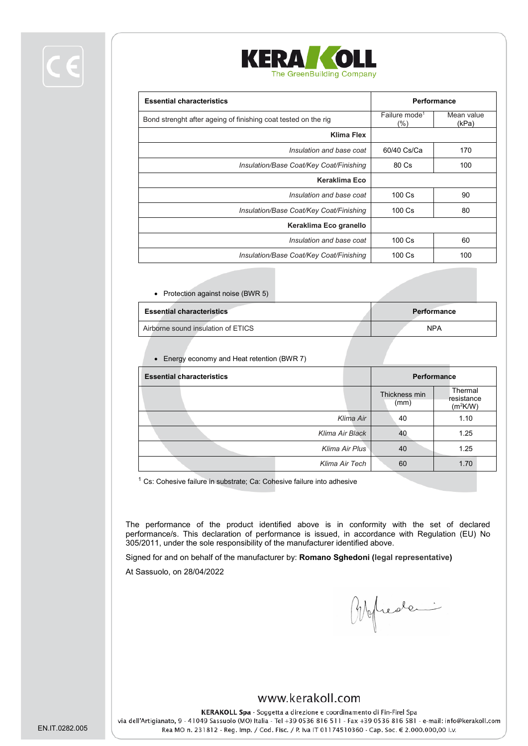| Essential characteristics | Performance | |
|---|---|---|
| Bond strenght after ageing of finishing coat tested on the rig | Failure mode[1] (%) | Mean value (kPa) |
| **Klima Flex** | | |
| *Insulation and base coat* | 60/40 Cs/Ca | 170 |
| *Insulation/Base Coat/Key Coat/Finishing* | 80 Cs | 100 |
| **Keraklima Eco** | | |
| *Insulation and base coat* | 100 Cs | 90 |
| *Insulation/Base Coat/Key Coat/Finishing* | 100 Cs | 80 |
| **Keraklima Eco granello** | | |
| *Insulation and base coat* | 100 Cs | 60 |
| *Insulation/Base Coat/Key Coat/Finishing* | 100 Cs | 100 |

- Protection against noise (BWR 5)

| Essential characteristics | Performance |
|---|---|
| Airborne sound insulation of ETICS | NPA |

- Energy economy and Heat retention (BWR 7)

| Essential characteristics | Performance | |
|---|---|---|
| | Thickness min (mm) | Thermal resistance ($m^2K/W$) |
| *Klima Air* | 40 | 1.10 |
| *Klima Air Black* | 40 | 1.25 |
| *Klima Air Plus* | 40 | 1.25 |
| *Klima Air Tech* | 60 | 1.70 |

[1] Cs: Cohesive failure in substrate; Ca: Cohesive failure into adhesive

The performance of the product identified above is in conformity with the set of declared performance/s. This declaration of performance is issued, in accordance with Regulation (EU) No 305/2011, under the sole responsibility of the manufacturer identified above.

Signed for and on behalf of the manufacturer by: **Romano Sghedoni (legal representative)**

At Sassuolo, on 28/04/2022

www.kerakoll.com

**KERAKOLL Spa** - Soggetta a direzione e coordinamento di Fin-Firel Spa
via dell'Artigianato, 9 - 41049 Sassuolo (MO) Italia - Tel +39 0536 816 511 - Fax +39 0536 816 581 - e-mail: info@kerakoll.com
Rea MO n. 231812 - Reg. Imp. / Cod. Fisc. / P. Iva IT 01174510360 - Cap. Soc. € 2.000.000,00 i.v.

EN.IT.0282.005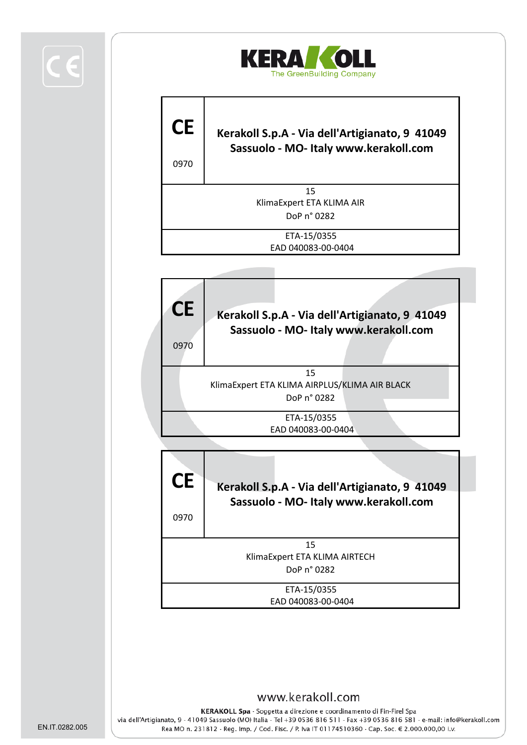KERAKOLL
The GreenBuilding Company

| | |
|---|---|
| CE<br>0970 | **Kerakoll S.p.A - Via dell'Artigianato, 9 41049 Sassuolo - MO- Italy www.kerakoll.com** |
| 15<br>KlimaExpert ETA KLIMA AIR<br>DoP n° 0282 | |
| ETA-15/0355<br>EAD 040083-00-0404 | |

| | |
|---|---|
| CE<br>0970 | **Kerakoll S.p.A - Via dell'Artigianato, 9 41049 Sassuolo - MO- Italy www.kerakoll.com** |
| 15<br>KlimaExpert ETA KLIMA AIRPLUS/KLIMA AIR BLACK<br>DoP n° 0282 | |
| ETA-15/0355<br>EAD 040083-00-0404 | |

| | |
|---|---|
| CE<br>0970 | **Kerakoll S.p.A - Via dell'Artigianato, 9 41049 Sassuolo - MO- Italy www.kerakoll.com** |
| 15<br>KlimaExpert ETA KLIMA AIRTECH<br>DoP n° 0282 | |
| ETA-15/0355<br>EAD 040083-00-0404 | |

www.kerakoll.com

**KERAKOLL Spa** - Soggetta a direzione e coordinamento di Fin-Firel Spa
via dell'Artigianato, 9 - 41049 Sassuolo (MO) Italia - Tel +39 0536 816 511 - Fax +39 0536 816 581 - e-mail: info@kerakoll.com
Rea MO n. 231812 - Reg. Imp. / Cod. Fisc. / P. Iva IT 01174510360 - Cap. Soc. € 2.000.000,00 i.v.

EN.IT.0282.005